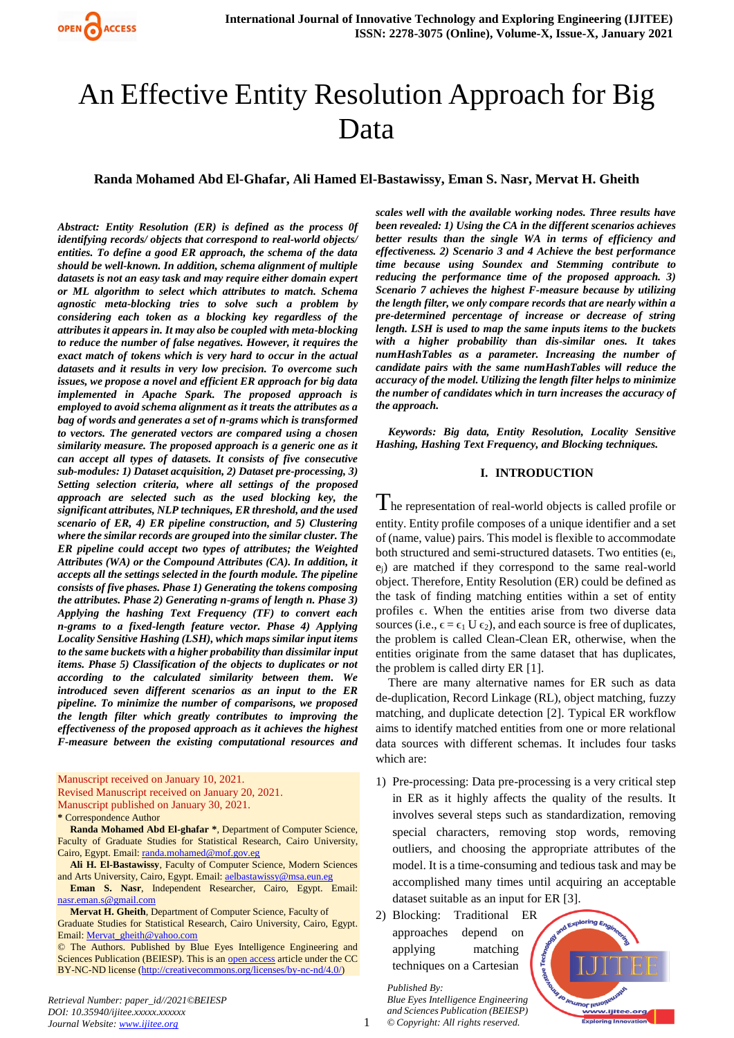# An Effective Entity Resolution Approach for Big Data

**Randa Mohamed Abd El-Ghafar, Ali Hamed El-Bastawissy, Eman S. Nasr, Mervat H. Gheith**

***Abstract:*** ***Entity Resolution (ER) is defined as the process 0f identifying records/ objects that correspond to real-world objects/ entities. To define a good ER approach, the schema of the data should be well-known. In addition, schema alignment of multiple datasets is not an easy task and may require either domain expert or ML algorithm to select which attributes to match. Schema agnostic meta-blocking tries to solve such a problem by considering each token as a blocking key regardless of the attributes it appears in. It may also be coupled with meta-blocking to reduce the number of false negatives. However, it requires the exact match of tokens which is very hard to occur in the actual datasets and it results in very low precision. To overcome such issues, we propose a novel and efficient ER approach for big data implemented in Apache Spark. The proposed approach is employed to avoid schema alignment as it treats the attributes as a bag of words and generates a set of n-grams which is transformed to vectors. The generated vectors are compared using a chosen similarity measure. The proposed approach is a generic one as it can accept all types of datasets. It consists of five consecutive sub-modules: 1) Dataset acquisition, 2) Dataset pre-processing, 3) Setting selection criteria, where all settings of the proposed approach are selected such as the used blocking key, the significant attributes, NLP techniques, ER threshold, and the used scenario of ER, 4) ER pipeline construction, and 5) Clustering where the similar records are grouped into the similar cluster. The ER pipeline could accept two types of attributes; the Weighted Attributes (WA) or the Compound Attributes (CA). In addition, it accepts all the settings selected in the fourth module. The pipeline consists of five phases. Phase 1) Generating the tokens composing the attributes. Phase 2) Generating n-grams of length n. Phase 3) Applying the hashing Text Frequency (TF) to convert each n-grams to a fixed-length feature vector. Phase 4) Applying Locality Sensitive Hashing (LSH), which maps similar input items to the same buckets with a higher probability than dissimilar input items. Phase 5) Classification of the objects to duplicates or not according to the calculated similarity between them. We introduced seven different scenarios as an input to the ER pipeline. To minimize the number of comparisons, we proposed the length filter which greatly contributes to improving the effectiveness of the proposed approach as it achieves the highest F-measure between the existing computational resources and scales well with the available working nodes. Three results have been revealed: 1) Using the CA in the different scenarios achieves better results than the single WA in terms of efficiency and effectiveness. 2) Scenario 3 and 4 Achieve the best performance time because using Soundex and Stemming contribute to reducing the performance time of the proposed approach. 3) Scenario 7 achieves the highest F-measure because by utilizing the length filter, we only compare records that are nearly within a pre-determined percentage of increase or decrease of string length. LSH is used to map the same inputs items to the buckets with a higher probability than dis-similar ones. It takes numHashTables as a parameter. Increasing the number of candidate pairs with the same numHashTables will reduce the accuracy of the model. Utilizing the length filter helps to minimize the number of candidates which in turn increases the accuracy of the approach.***

***Keywords:*** ***Big data, Entity Resolution, Locality Sensitive Hashing, Hashing Text Frequency, and Blocking techniques.***

Manuscript received on January 10, 2021.
Revised Manuscript received on January 20, 2021.
Manuscript published on January 30, 2021.
\* Correspondence Author

**Randa Mohamed Abd El-ghafar \***, Department of Computer Science, Faculty of Graduate Studies for Statistical Research, Cairo University, Cairo, Egypt. Email: randa.mohamed@mof.gov.eg

**Ali H. El-Bastawissy**, Faculty of Computer Science, Modern Sciences and Arts University, Cairo, Egypt. Email: aelbastawissy@msa.eun.eg

**Eman S. Nasr**, Independent Researcher, Cairo, Egypt. Email: nasr.eman.s@gmail.com

**Mervat H. Gheith**, Department of Computer Science, Faculty of Graduate Studies for Statistical Research, Cairo University, Cairo, Egypt. Email: Mervat_gheith@yahoo.com

© The Authors. Published by Blue Eyes Intelligence Engineering and Sciences Publication (BEIESP). This is an open access article under the CC BY-NC-ND license (http://creativecommons.org/licenses/by-nc-nd/4.0/)

## I. INTRODUCTION

The representation of real-world objects is called profile or entity. Entity profile composes of a unique identifier and a set of (name, value) pairs. This model is flexible to accommodate both structured and semi-structured datasets. Two entities ($e_i$, $e_j$) are matched if they correspond to the same real-world object. Therefore, Entity Resolution (ER) could be defined as the task of finding matching entities within a set of entity profiles $\epsilon$. When the entities arise from two diverse data sources (i.e., $\epsilon = \epsilon_1 \cup \epsilon_2$), and each source is free of duplicates, the problem is called Clean-Clean ER, otherwise, when the entities originate from the same dataset that has duplicates, the problem is called dirty ER [1].

There are many alternative names for ER such as data de-duplication, Record Linkage (RL), object matching, fuzzy matching, and duplicate detection [2]. Typical ER workflow aims to identify matched entities from one or more relational data sources with different schemas. It includes four tasks which are:

1) Pre-processing: Data pre-processing is a very critical step in ER as it highly affects the quality of the results. It involves several steps such as standardization, removing special characters, removing stop words, removing outliers, and choosing the appropriate attributes of the model. It is a time-consuming and tedious task and may be accomplished many times until acquiring an acceptable dataset suitable as an input for ER [3].
2) Blocking: Traditional ER approaches depend on applying matching techniques on a Cartesian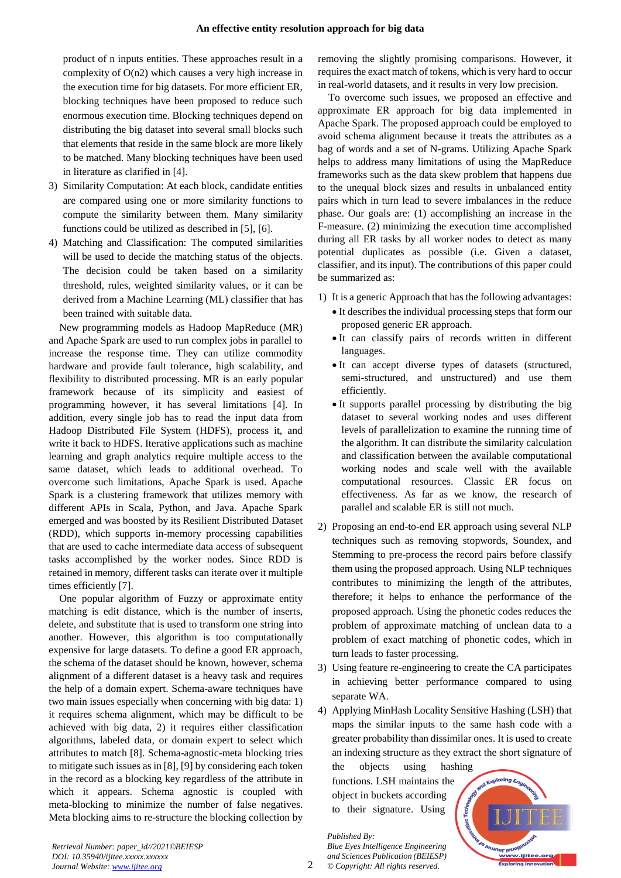product of n inputs entities. These approaches result in a complexity of O(n2) which causes a very high increase in the execution time for big datasets. For more efficient ER, blocking techniques have been proposed to reduce such enormous execution time. Blocking techniques depend on distributing the big dataset into several small blocks such that elements that reside in the same block are more likely to be matched. Many blocking techniques have been used in literature as clarified in [4].

3) Similarity Computation: At each block, candidate entities are compared using one or more similarity functions to compute the similarity between them. Many similarity functions could be utilized as described in [5], [6].
4) Matching and Classification: The computed similarities will be used to decide the matching status of the objects. The decision could be taken based on a similarity threshold, rules, weighted similarity values, or it can be derived from a Machine Learning (ML) classifier that has been trained with suitable data.

New programming models as Hadoop MapReduce (MR) and Apache Spark are used to run complex jobs in parallel to increase the response time. They can utilize commodity hardware and provide fault tolerance, high scalability, and flexibility to distributed processing. MR is an early popular framework because of its simplicity and easiest of programming however, it has several limitations [4]. In addition, every single job has to read the input data from Hadoop Distributed File System (HDFS), process it, and write it back to HDFS. Iterative applications such as machine learning and graph analytics require multiple access to the same dataset, which leads to additional overhead. To overcome such limitations, Apache Spark is used. Apache Spark is a clustering framework that utilizes memory with different APIs in Scala, Python, and Java. Apache Spark emerged and was boosted by its Resilient Distributed Dataset (RDD), which supports in-memory processing capabilities that are used to cache intermediate data access of subsequent tasks accomplished by the worker nodes. Since RDD is retained in memory, different tasks can iterate over it multiple times efficiently [7].

One popular algorithm of Fuzzy or approximate entity matching is edit distance, which is the number of inserts, delete, and substitute that is used to transform one string into another. However, this algorithm is too computationally expensive for large datasets. To define a good ER approach, the schema of the dataset should be known, however, schema alignment of a different dataset is a heavy task and requires the help of a domain expert. Schema-aware techniques have two main issues especially when concerning with big data: 1) it requires schema alignment, which may be difficult to be achieved with big data, 2) it requires either classification algorithms, labeled data, or domain expert to select which attributes to match [8]. Schema-agnostic-meta blocking tries to mitigate such issues as in [8], [9] by considering each token in the record as a blocking key regardless of the attribute in which it appears. Schema agnostic is coupled with meta-blocking to minimize the number of false negatives. Meta blocking aims to re-structure the blocking collection by removing the slightly promising comparisons. However, it requires the exact match of tokens, which is very hard to occur in real-world datasets, and it results in very low precision.

To overcome such issues, we proposed an effective and approximate ER approach for big data implemented in Apache Spark. The proposed approach could be employed to avoid schema alignment because it treats the attributes as a bag of words and a set of N-grams. Utilizing Apache Spark helps to address many limitations of using the MapReduce frameworks such as the data skew problem that happens due to the unequal block sizes and results in unbalanced entity pairs which in turn lead to severe imbalances in the reduce phase. Our goals are: (1) accomplishing an increase in the F-measure. (2) minimizing the execution time accomplished during all ER tasks by all worker nodes to detect as many potential duplicates as possible (i.e. Given a dataset, classifier, and its input). The contributions of this paper could be summarized as:

1) It is a generic Approach that has the following advantages:
   - It describes the individual processing steps that form our proposed generic ER approach.
   - It can classify pairs of records written in different languages.
   - It can accept diverse types of datasets (structured, semi-structured, and unstructured) and use them efficiently.
   - It supports parallel processing by distributing the big dataset to several working nodes and uses different levels of parallelization to examine the running time of the algorithm. It can distribute the similarity calculation and classification between the available computational working nodes and scale well with the available computational resources. Classic ER focus on effectiveness. As far as we know, the research of parallel and scalable ER is still not much.
2) Proposing an end-to-end ER approach using several NLP techniques such as removing stopwords, Soundex, and Stemming to pre-process the record pairs before classify them using the proposed approach. Using NLP techniques contributes to minimizing the length of the attributes, therefore; it helps to enhance the performance of the proposed approach. Using the phonetic codes reduces the problem of approximate matching of unclean data to a problem of exact matching of phonetic codes, which in turn leads to faster processing.
3) Using feature re-engineering to create the CA participates in achieving better performance compared to using separate WA.
4) Applying MinHash Locality Sensitive Hashing (LSH) that maps the similar inputs to the same hash code with a greater probability than dissimilar ones. It is used to create an indexing structure as they extract the short signature of the objects using hashing functions. LSH maintains the object in buckets according to their signature. Using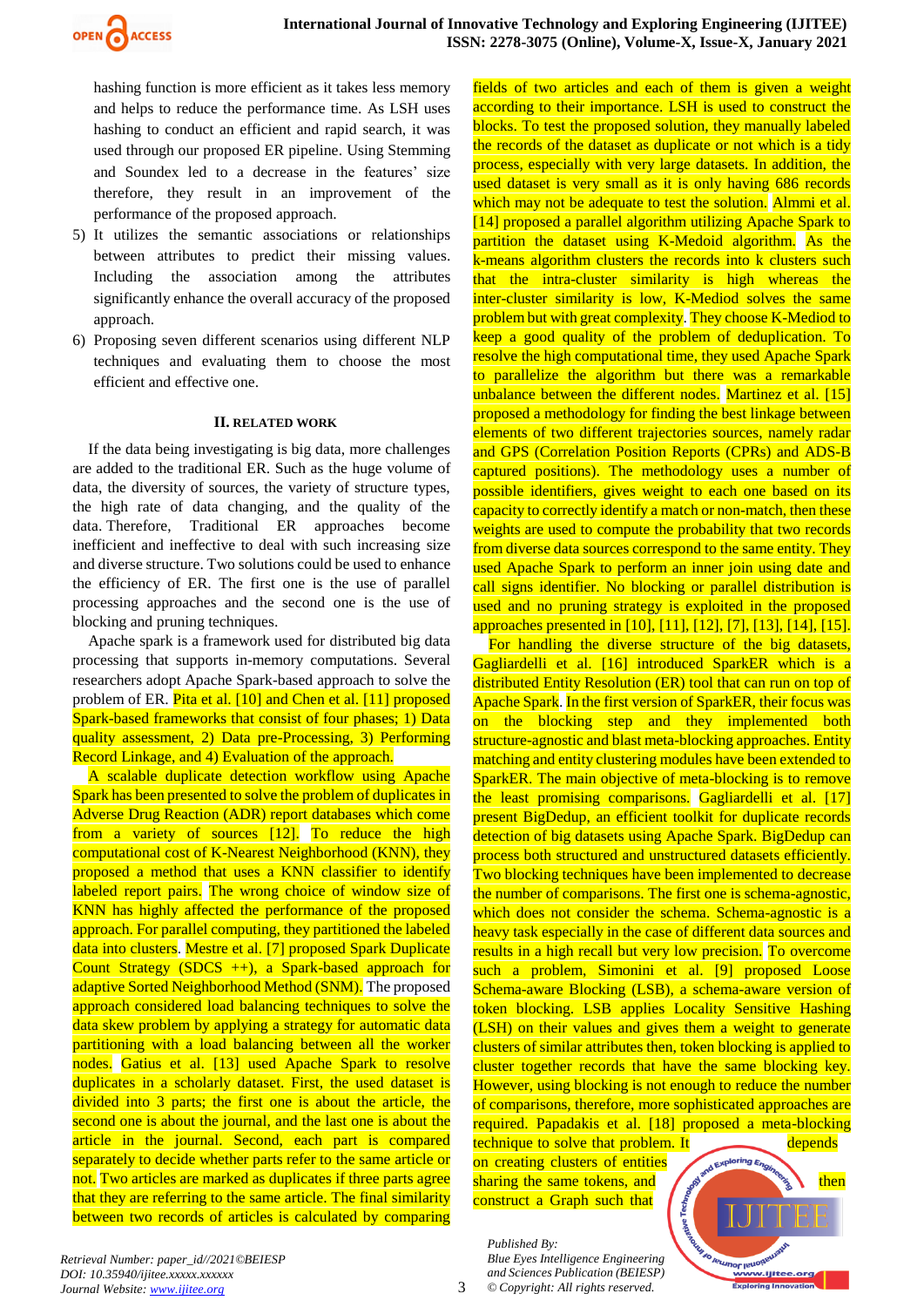hashing function is more efficient as it takes less memory and helps to reduce the performance time. As LSH uses hashing to conduct an efficient and rapid search, it was used through our proposed ER pipeline. Using Stemming and Soundex led to a decrease in the features' size therefore, they result in an improvement of the performance of the proposed approach.

5) It utilizes the semantic associations or relationships between attributes to predict their missing values. Including the association among the attributes significantly enhance the overall accuracy of the proposed approach.
6) Proposing seven different scenarios using different NLP techniques and evaluating them to choose the most efficient and effective one.

## II. RELATED WORK

If the data being investigating is big data, more challenges are added to the traditional ER. Such as the huge volume of data, the diversity of sources, the variety of structure types, the high rate of data changing, and the quality of the data. Therefore, Traditional ER approaches become inefficient and ineffective to deal with such increasing size and diverse structure. Two solutions could be used to enhance the efficiency of ER. The first one is the use of parallel processing approaches and the second one is the use of blocking and pruning techniques.

Apache spark is a framework used for distributed big data processing that supports in-memory computations. Several researchers adopt Apache Spark-based approach to solve the problem of ER. Pita et al. [10] and Chen et al. [11] proposed Spark-based frameworks that consist of four phases; 1) Data quality assessment, 2) Data pre-Processing, 3) Performing Record Linkage, and 4) Evaluation of the approach.

A scalable duplicate detection workflow using Apache Spark has been presented to solve the problem of duplicates in Adverse Drug Reaction (ADR) report databases which come from a variety of sources [12]. To reduce the high computational cost of K-Nearest Neighborhood (KNN), they proposed a method that uses a KNN classifier to identify labeled report pairs. The wrong choice of window size of KNN has highly affected the performance of the proposed approach. For parallel computing, they partitioned the labeled data into clusters. Mestre et al. [7] proposed Spark Duplicate Count Strategy (SDCS ++), a Spark-based approach for adaptive Sorted Neighborhood Method (SNM). The proposed approach considered load balancing techniques to solve the data skew problem by applying a strategy for automatic data partitioning with a load balancing between all the worker nodes. Gatius et al. [13] used Apache Spark to resolve duplicates in a scholarly dataset. First, the used dataset is divided into 3 parts; the first one is about the article, the second one is about the journal, and the last one is about the article in the journal. Second, each part is compared separately to decide whether parts refer to the same article or not. Two articles are marked as duplicates if three parts agree that they are referring to the same article. The final similarity between two records of articles is calculated by comparing fields of two articles and each of them is given a weight according to their importance. LSH is used to construct the blocks. To test the proposed solution, they manually labeled the records of the dataset as duplicate or not which is a tidy process, especially with very large datasets. In addition, the used dataset is very small as it is only having 686 records which may not be adequate to test the solution. Almmi et al. [14] proposed a parallel algorithm utilizing Apache Spark to partition the dataset using K-Medoid algorithm. As the k-means algorithm clusters the records into k clusters such that the intra-cluster similarity is high whereas the inter-cluster similarity is low, K-Mediod solves the same problem but with great complexity. They choose K-Mediod to keep a good quality of the problem of deduplication. To resolve the high computational time, they used Apache Spark to parallelize the algorithm but there was a remarkable unbalance between the different nodes. Martinez et al. [15] proposed a methodology for finding the best linkage between elements of two different trajectories sources, namely radar and GPS (Correlation Position Reports (CPRs) and ADS-B captured positions). The methodology uses a number of possible identifiers, gives weight to each one based on its capacity to correctly identify a match or non-match, then these weights are used to compute the probability that two records from diverse data sources correspond to the same entity. They used Apache Spark to perform an inner join using date and call signs identifier. No blocking or parallel distribution is used and no pruning strategy is exploited in the proposed approaches presented in [10], [11], [12], [7], [13], [14], [15].

For handling the diverse structure of the big datasets, Gagliardelli et al. [16] introduced SparkER which is a distributed Entity Resolution (ER) tool that can run on top of Apache Spark. In the first version of SparkER, their focus was on the blocking step and they implemented both structure-agnostic and blast meta-blocking approaches. Entity matching and entity clustering modules have been extended to SparkER. The main objective of meta-blocking is to remove the least promising comparisons. Gagliardelli et al. [17] present BigDedup, an efficient toolkit for duplicate records detection of big datasets using Apache Spark. BigDedup can process both structured and unstructured datasets efficiently. Two blocking techniques have been implemented to decrease the number of comparisons. The first one is schema-agnostic, which does not consider the schema. Schema-agnostic is a heavy task especially in the case of different data sources and results in a high recall but very low precision. To overcome such a problem, Simonini et al. [9] proposed Loose Schema-aware Blocking (LSB), a schema-aware version of token blocking. LSB applies Locality Sensitive Hashing (LSH) on their values and gives them a weight to generate clusters of similar attributes then, token blocking is applied to cluster together records that have the same blocking key. However, using blocking is not enough to reduce the number of comparisons, therefore, more sophisticated approaches are required. Papadakis et al. [18] proposed a meta-blocking technique to solve that problem. It depends on creating clusters of entities sharing the same tokens, and then construct a Graph such that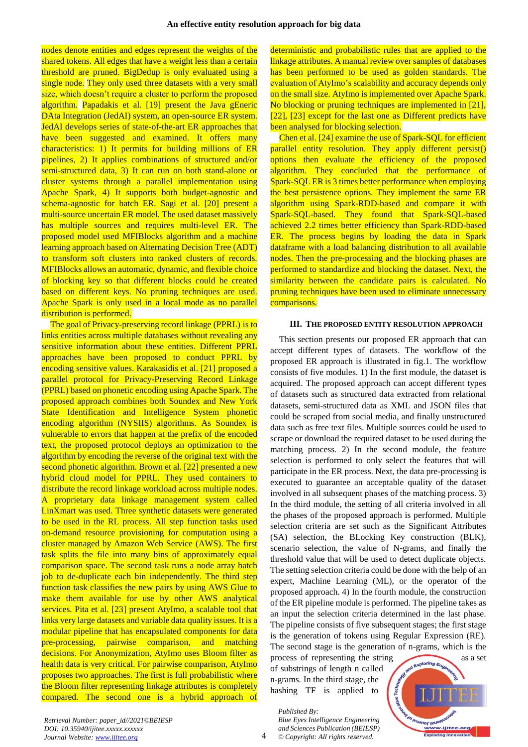nodes denote entities and edges represent the weights of the shared tokens. All edges that have a weight less than a certain threshold are pruned. BigDedup is only evaluated using a single node. They only used three datasets with a very small size, which doesn't require a cluster to perform the proposed algorithm. Papadakis et al. [19] present the Java gEneric DAta Integration (JedAI) system, an open-source ER system. JedAI develops series of state-of-the-art ER approaches that have been suggested and examined. It offers many characteristics: 1) It permits for building millions of ER pipelines, 2) It applies combinations of structured and/or semi-structured data, 3) It can run on both stand-alone or cluster systems through a parallel implementation using Apache Spark, 4) It supports both budget-agnostic and schema-agnostic for batch ER. Sagi et al. [20] present a multi-source uncertain ER model. The used dataset massively has multiple sources and requires multi-level ER. The proposed model used MFIBlocks algorithm and a machine learning approach based on Alternating Decision Tree (ADT) to transform soft clusters into ranked clusters of records. MFIBlocks allows an automatic, dynamic, and flexible choice of blocking key so that different blocks could be created based on different keys. No pruning techniques are used. Apache Spark is only used in a local mode as no parallel distribution is performed.

The goal of Privacy-preserving record linkage (PPRL) is to links entities across multiple databases without revealing any sensitive information about these entities. Different PPRL approaches have been proposed to conduct PPRL by encoding sensitive values. Karakasidis et al. [21] proposed a parallel protocol for Privacy-Preserving Record Linkage (PPRL) based on phonetic encoding using Apache Spark. The proposed approach combines both Soundex and New York State Identification and Intelligence System phonetic encoding algorithm (NYSIIS) algorithms. As Soundex is vulnerable to errors that happen at the prefix of the encoded text, the proposed protocol deploys an optimization to the algorithm by encoding the reverse of the original text with the second phonetic algorithm. Brown et al. [22] presented a new hybrid cloud model for PPRL. They used containers to distribute the record linkage workload across multiple nodes. A proprietary data linkage management system called LinXmart was used. Three synthetic datasets were generated to be used in the RL process. All step function tasks used on-demand resource provisioning for computation using a cluster managed by Amazon Web Service (AWS). The first task splits the file into many bins of approximately equal comparison space. The second task runs a node array batch job to de-duplicate each bin independently. The third step function task classifies the new pairs by using AWS Glue to make them available for use by other AWS analytical services. Pita et al. [23] present AtyImo, a scalable tool that links very large datasets and variable data quality issues. It is a modular pipeline that has encapsulated components for data pre-processing, pairwise comparison, and matching decisions. For Anonymization, AtyImo uses Bloom filter as health data is very critical. For pairwise comparison, AtyImo proposes two approaches. The first is full probabilistic where the Bloom filter representing linkage attributes is completely compared. The second one is a hybrid approach of deterministic and probabilistic rules that are applied to the linkage attributes. A manual review over samples of databases has been performed to be used as golden standards. The evaluation of AtyImo's scalability and accuracy depends only on the small size. AtyImo is implemented over Apache Spark. No blocking or pruning techniques are implemented in [21], [22], [23] except for the last one as Different predicts have been analysed for blocking selection.

Chen et al. [24] examine the use of Spark-SQL for efficient parallel entity resolution. They apply different persist() options then evaluate the efficiency of the proposed algorithm. They concluded that the performance of Spark-SQL ER is 3 times better performance when employing the best persistence options. They implement the same ER algorithm using Spark-RDD-based and compare it with Spark-SQL-based. They found that Spark-SQL-based achieved 2.2 times better efficiency than Spark-RDD-based ER. The process begins by loading the data in Spark dataframe with a load balancing distribution to all available nodes. Then the pre-processing and the blocking phases are performed to standardize and blocking the dataset. Next, the similarity between the candidate pairs is calculated. No pruning techniques have been used to eliminate unnecessary comparisons.

## III. The Proposed Entity Resolution Approach

This section presents our proposed ER approach that can accept different types of datasets. The workflow of the proposed ER approach is illustrated in fig.1. The workflow consists of five modules. 1) In the first module, the dataset is acquired. The proposed approach can accept different types of datasets such as structured data extracted from relational datasets, semi-structured data as XML and JSON files that could be scraped from social media, and finally unstructured data such as free text files. Multiple sources could be used to scrape or download the required dataset to be used during the matching process. 2) In the second module, the feature selection is performed to only select the features that will participate in the ER process. Next, the data pre-processing is executed to guarantee an acceptable quality of the dataset involved in all subsequent phases of the matching process. 3) In the third module, the setting of all criteria involved in all the phases of the proposed approach is performed. Multiple selection criteria are set such as the Significant Attributes (SA) selection, the BLocking Key construction (BLK), scenario selection, the value of N-grams, and finally the threshold value that will be used to detect duplicate objects. The setting selection criteria could be done with the help of an expert, Machine Learning (ML), or the operator of the proposed approach. 4) In the fourth module, the construction of the ER pipeline module is performed. The pipeline takes as an input the selection criteria determined in the last phase. The pipeline consists of five subsequent stages; the first stage is the generation of tokens using Regular Expression (RE). The second stage is the generation of n-grams, which is the process of representing the string as a set of substrings of length n called n-grams. In the third stage, the hashing TF is applied to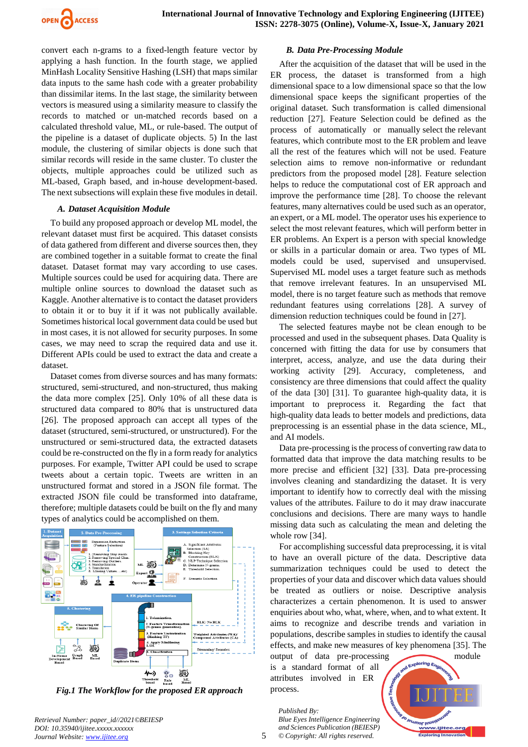convert each n-grams to a fixed-length feature vector by applying a hash function. In the fourth stage, we applied MinHash Locality Sensitive Hashing (LSH) that maps similar data inputs to the same hash code with a greater probability than dissimilar items. In the last stage, the similarity between vectors is measured using a similarity measure to classify the records to matched or un-matched records based on a calculated threshold value, ML, or rule-based. The output of the pipeline is a dataset of duplicate objects. 5) In the last module, the clustering of similar objects is done such that similar records will reside in the same cluster. To cluster the objects, multiple approaches could be utilized such as ML-based, Graph based, and in-house development-based. The next subsections will explain these five modules in detail.

### A. Dataset Acquisition Module

To build any proposed approach or develop ML model, the relevant dataset must first be acquired. This dataset consists of data gathered from different and diverse sources then, they are combined together in a suitable format to create the final dataset. Dataset format may vary according to use cases. Multiple sources could be used for acquiring data. There are multiple online sources to download the dataset such as Kaggle. Another alternative is to contact the dataset providers to obtain it or to buy it if it was not publically available. Sometimes historical local government data could be used but in most cases, it is not allowed for security purposes. In some cases, we may need to scrap the required data and use it. Different APIs could be used to extract the data and create a dataset.

Dataset comes from diverse sources and has many formats: structured, semi-structured, and non-structured, thus making the data more complex [25]. Only 10% of all these data is structured data compared to 80% that is unstructured data [26]. The proposed approach can accept all types of the dataset (structured, semi-structured, or unstructured). For the unstructured or semi-structured data, the extracted datasets could be re-constructed on the fly in a form ready for analytics purposes. For example, Twitter API could be used to scrape tweets about a certain topic. Tweets are written in an unstructured format and stored in a JSON file format. The extracted JSON file could be transformed into dataframe, therefore; multiple datasets could be built on the fly and many types of analytics could be accomplished on them.

*Fig.1 The Workflow for the proposed ER approach*

### B. Data Pre-Processing Module

After the acquisition of the dataset that will be used in the ER process, the dataset is transformed from a high dimensional space to a low dimensional space so that the low dimensional space keeps the significant properties of the original dataset. Such transformation is called dimensional reduction [27]. Feature Selection could be defined as the process of automatically or manually select the relevant features, which contribute most to the ER problem and leave all the rest of the features which will not be used. Feature selection aims to remove non-informative or redundant predictors from the proposed model [28]. Feature selection helps to reduce the computational cost of ER approach and improve the performance time [28]. To choose the relevant features, many alternatives could be used such as an operator, an expert, or a ML model. The operator uses his experience to select the most relevant features, which will perform better in ER problems. An Expert is a person with special knowledge or skills in a particular domain or area. Two types of ML models could be used, supervised and unsupervised. Supervised ML model uses a target feature such as methods that remove irrelevant features. In an unsupervised ML model, there is no target feature such as methods that remove redundant features using correlations [28]. A survey of dimension reduction techniques could be found in [27].

The selected features maybe not be clean enough to be processed and used in the subsequent phases. Data Quality is concerned with fitting the data for use by consumers that interpret, access, analyze, and use the data during their working activity [29]. Accuracy, completeness, and consistency are three dimensions that could affect the quality of the data [30] [31]. To guarantee high-quality data, it is important to preprocess it. Regarding the fact that high-quality data leads to better models and predictions, data preprocessing is an essential phase in the data science, ML, and AI models.

Data pre-processing is the process of converting raw data to formatted data that improve the data matching results to be more precise and efficient [32] [33]. Data pre-processing involves cleaning and standardizing the dataset. It is very important to identify how to correctly deal with the missing values of the attributes. Failure to do it may draw inaccurate conclusions and decisions. There are many ways to handle missing data such as calculating the mean and deleting the whole row [34].

For accomplishing successful data preprocessing, it is vital to have an overall picture of the data. Descriptive data summarization techniques could be used to detect the properties of your data and discover which data values should be treated as outliers or noise. Descriptive analysis characterizes a certain phenomenon. It is used to answer enquiries about who, what, where, when, and to what extent. It aims to recognize and describe trends and variation in populations, describe samples in studies to identify the causal effects, and make new measures of key phenomena [35]. The output of data pre-processing module is a standard format of all attributes involved in ER process.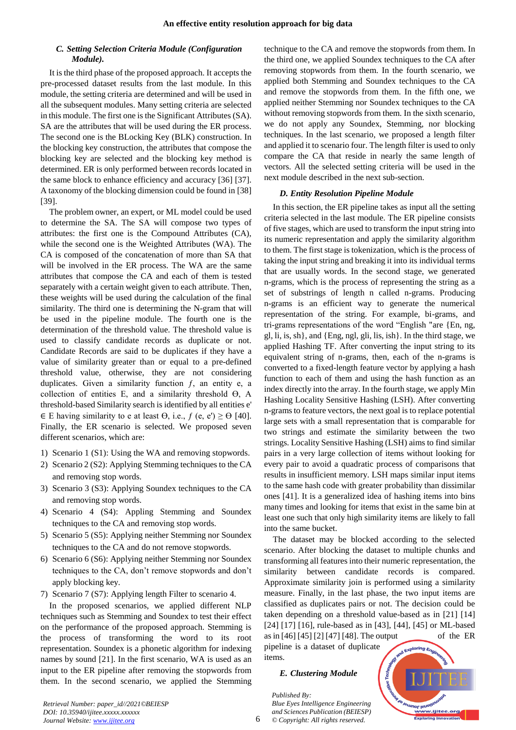### C. Setting Selection Criteria Module (Configuration Module).

It is the third phase of the proposed approach. It accepts the pre-processed dataset results from the last module. In this module, the setting criteria are determined and will be used in all the subsequent modules. Many setting criteria are selected in this module. The first one is the Significant Attributes (SA). SA are the attributes that will be used during the ER process. The second one is the BLocking Key (BLK) construction. In the blocking key construction, the attributes that compose the blocking key are selected and the blocking key method is determined. ER is only performed between records located in the same block to enhance efficiency and accuracy [36] [37]. A taxonomy of the blocking dimension could be found in [38] [39].

The problem owner, an expert, or ML model could be used to determine the SA. The SA will compose two types of attributes: the first one is the Compound Attributes (CA), while the second one is the Weighted Attributes (WA). The CA is composed of the concatenation of more than SA that will be involved in the ER process. The WA are the same attributes that compose the CA and each of them is tested separately with a certain weight given to each attribute. Then, these weights will be used during the calculation of the final similarity. The third one is determining the N-gram that will be used in the pipeline module. The fourth one is the determination of the threshold value. The threshold value is used to classify candidate records as duplicate or not. Candidate Records are said to be duplicates if they have a value of similarity greater than or equal to a pre-defined threshold value, otherwise, they are not considering duplicates. Given a similarity function $f$, an entity e, a collection of entities E, and a similarity threshold Θ, A threshold-based Similarity search is identified by all entities e' ∈ E having similarity to e at least Θ, i.e., $f$ (e, e') ≥ Θ [40]. Finally, the ER scenario is selected. We proposed seven different scenarios, which are:

1) Scenario 1 (S1): Using the WA and removing stopwords.
2) Scenario 2 (S2): Applying Stemming techniques to the CA and removing stop words.
3) Scenario 3 (S3): Applying Soundex techniques to the CA and removing stop words.
4) Scenario 4 (S4): Appling Stemming and Soundex techniques to the CA and removing stop words.
5) Scenario 5 (S5): Applying neither Stemming nor Soundex techniques to the CA and do not remove stopwords.
6) Scenario 6 (S6): Applying neither Stemming nor Soundex techniques to the CA, don't remove stopwords and don't apply blocking key.
7) Scenario 7 (S7): Applying length Filter to scenario 4.

In the proposed scenarios, we applied different NLP techniques such as Stemming and Soundex to test their effect on the performance of the proposed approach. Stemming is the process of transforming the word to its root representation. Soundex is a phonetic algorithm for indexing names by sound [21]. In the first scenario, WA is used as an input to the ER pipeline after removing the stopwords from them. In the second scenario, we applied the Stemming technique to the CA and remove the stopwords from them. In the third one, we applied Soundex techniques to the CA after removing stopwords from them. In the fourth scenario, we applied both Stemming and Soundex techniques to the CA and remove the stopwords from them. In the fifth one, we applied neither Stemming nor Soundex techniques to the CA without removing stopwords from them. In the sixth scenario, we do not apply any Soundex, Stemming, nor blocking techniques. In the last scenario, we proposed a length filter and applied it to scenario four. The length filter is used to only compare the CA that reside in nearly the same length of vectors. All the selected setting criteria will be used in the next module described in the next sub-section.

### D. Entity Resolution Pipeline Module

In this section, the ER pipeline takes as input all the setting criteria selected in the last module. The ER pipeline consists of five stages, which are used to transform the input string into its numeric representation and apply the similarity algorithm to them. The first stage is tokenization, which is the process of taking the input string and breaking it into its individual terms that are usually words. In the second stage, we generated n-grams, which is the process of representing the string as a set of substrings of length n called n-grams. Producing n-grams is an efficient way to generate the numerical representation of the string. For example, bi-grams, and tri-grams representations of the word "English "are {En, ng, gl, li, is, sh}, and {Eng, ngl, gli, lis, ish}. In the third stage, we applied Hashing TF. After converting the input string to its equivalent string of n-grams, then, each of the n-grams is converted to a fixed-length feature vector by applying a hash function to each of them and using the hash function as an index directly into the array. In the fourth stage, we apply Min Hashing Locality Sensitive Hashing (LSH). After converting n-grams to feature vectors, the next goal is to replace potential large sets with a small representation that is comparable for two strings and estimate the similarity between the two strings. Locality Sensitive Hashing (LSH) aims to find similar pairs in a very large collection of items without looking for every pair to avoid a quadratic process of comparisons that results in insufficient memory. LSH maps similar input items to the same hash code with greater probability than dissimilar ones [41]. It is a generalized idea of hashing items into bins many times and looking for items that exist in the same bin at least one such that only high similarity items are likely to fall into the same bucket.

The dataset may be blocked according to the selected scenario. After blocking the dataset to multiple chunks and transforming all features into their numeric representation, the similarity between candidate records is compared. Approximate similarity join is performed using a similarity measure. Finally, in the last phase, the two input items are classified as duplicates pairs or not. The decision could be taken depending on a threshold value-based as in [21] [14] [24] [17] [16], rule-based as in [43], [44], [45] or ML-based as in [46] [45] [2] [47] [48]. The output of the ER pipeline is a dataset of duplicate items.

### E. Clustering Module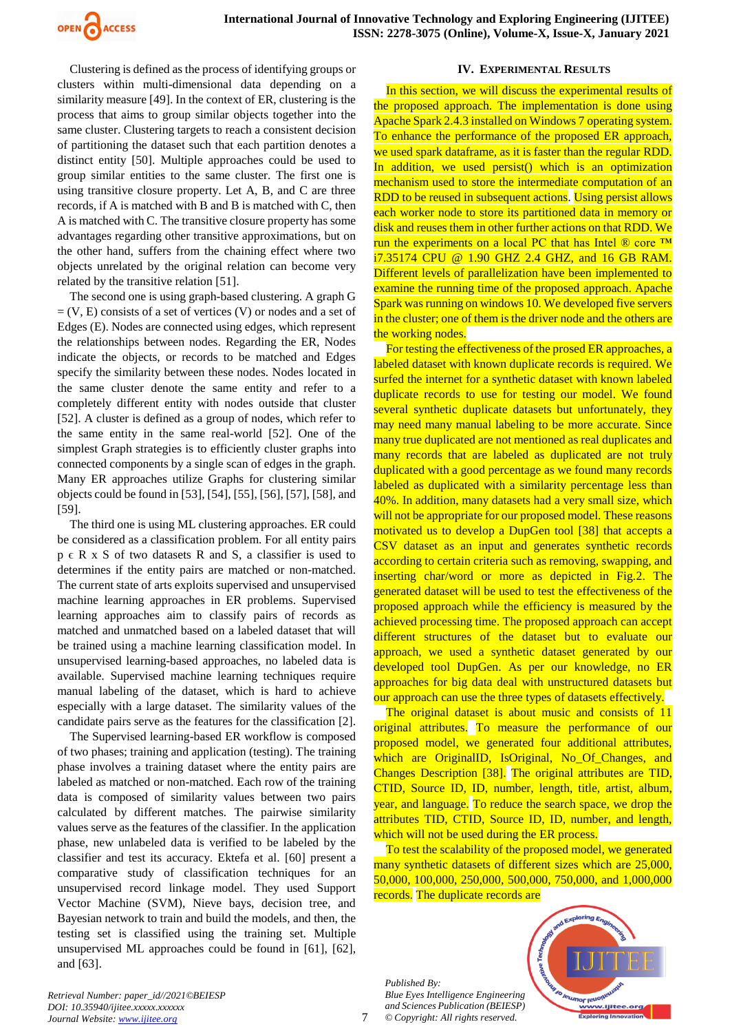Clustering is defined as the process of identifying groups or clusters within multi-dimensional data depending on a similarity measure [49]. In the context of ER, clustering is the process that aims to group similar objects together into the same cluster. Clustering targets to reach a consistent decision of partitioning the dataset such that each partition denotes a distinct entity [50]. Multiple approaches could be used to group similar entities to the same cluster. The first one is using transitive closure property. Let A, B, and C are three records, if A is matched with B and B is matched with C, then A is matched with C. The transitive closure property has some advantages regarding other transitive approximations, but on the other hand, suffers from the chaining effect where two objects unrelated by the original relation can become very related by the transitive relation [51].

The second one is using graph-based clustering. A graph G = (V, E) consists of a set of vertices (V) or nodes and a set of Edges (E). Nodes are connected using edges, which represent the relationships between nodes. Regarding the ER, Nodes indicate the objects, or records to be matched and Edges specify the similarity between these nodes. Nodes located in the same cluster denote the same entity and refer to a completely different entity with nodes outside that cluster [52]. A cluster is defined as a group of nodes, which refer to the same entity in the same real-world [52]. One of the simplest Graph strategies is to efficiently cluster graphs into connected components by a single scan of edges in the graph. Many ER approaches utilize Graphs for clustering similar objects could be found in [53], [54], [55], [56], [57], [58], and [59].

The third one is using ML clustering approaches. ER could be considered as a classification problem. For all entity pairs p ϵ R x S of two datasets R and S, a classifier is used to determines if the entity pairs are matched or non-matched. The current state of arts exploits supervised and unsupervised machine learning approaches in ER problems. Supervised learning approaches aim to classify pairs of records as matched and unmatched based on a labeled dataset that will be trained using a machine learning classification model. In unsupervised learning-based approaches, no labeled data is available. Supervised machine learning techniques require manual labeling of the dataset, which is hard to achieve especially with a large dataset. The similarity values of the candidate pairs serve as the features for the classification [2].

The Supervised learning-based ER workflow is composed of two phases; training and application (testing). The training phase involves a training dataset where the entity pairs are labeled as matched or non-matched. Each row of the training data is composed of similarity values between two pairs calculated by different matches. The pairwise similarity values serve as the features of the classifier. In the application phase, new unlabeled data is verified to be labeled by the classifier and test its accuracy. Ektefa et al. [60] present a comparative study of classification techniques for an unsupervised record linkage model. They used Support Vector Machine (SVM), Nieve bays, decision tree, and Bayesian network to train and build the models, and then, the testing set is classified using the training set. Multiple unsupervised ML approaches could be found in [61], [62], and [63].

## IV. Experimental Results

In this section, we will discuss the experimental results of the proposed approach. The implementation is done using Apache Spark 2.4.3 installed on Windows 7 operating system. To enhance the performance of the proposed ER approach, we used spark dataframe, as it is faster than the regular RDD. In addition, we used persist() which is an optimization mechanism used to store the intermediate computation of an RDD to be reused in subsequent actions. Using persist allows each worker node to store its partitioned data in memory or disk and reuses them in other further actions on that RDD. We run the experiments on a local PC that has Intel ® core ™ i7.35174 CPU @ 1.90 GHZ 2.4 GHZ, and 16 GB RAM. Different levels of parallelization have been implemented to examine the running time of the proposed approach. Apache Spark was running on windows 10. We developed five servers in the cluster; one of them is the driver node and the others are the working nodes.

For testing the effectiveness of the prosed ER approaches, a labeled dataset with known duplicate records is required. We surfed the internet for a synthetic dataset with known labeled duplicate records to use for testing our model. We found several synthetic duplicate datasets but unfortunately, they may need many manual labeling to be more accurate. Since many true duplicated are not mentioned as real duplicates and many records that are labeled as duplicated are not truly duplicated with a good percentage as we found many records labeled as duplicated with a similarity percentage less than 40%. In addition, many datasets had a very small size, which will not be appropriate for our proposed model. These reasons motivated us to develop a DupGen tool [38] that accepts a CSV dataset as an input and generates synthetic records according to certain criteria such as removing, swapping, and inserting char/word or more as depicted in Fig.2. The generated dataset will be used to test the effectiveness of the proposed approach while the efficiency is measured by the achieved processing time. The proposed approach can accept different structures of the dataset but to evaluate our approach, we used a synthetic dataset generated by our developed tool DupGen. As per our knowledge, no ER approaches for big data deal with unstructured datasets but our approach can use the three types of datasets effectively.

The original dataset is about music and consists of 11 original attributes. To measure the performance of our proposed model, we generated four additional attributes, which are OriginalID, IsOriginal, No_Of_Changes, and Changes Description [38]. The original attributes are TID, CTID, Source ID, ID, number, length, title, artist, album, year, and language. To reduce the search space, we drop the attributes TID, CTID, Source ID, ID, number, and length, which will not be used during the ER process.

To test the scalability of the proposed model, we generated many synthetic datasets of different sizes which are 25,000, 50,000, 100,000, 250,000, 500,000, 750,000, and 1,000,000 records. The duplicate records are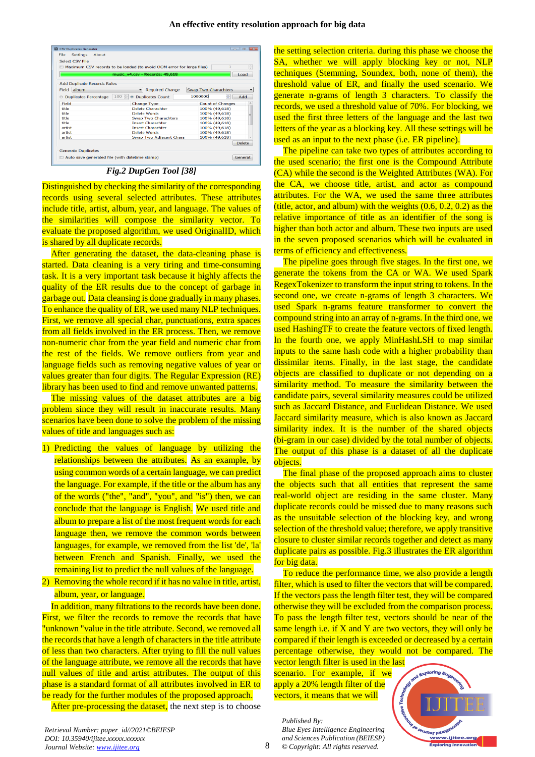*Fig.2 DupGen Tool [38]*

Distinguished by checking the similarity of the corresponding records using several selected attributes. These attributes include title, artist, album, year, and language. The values of the similarities will compose the similarity vector. To evaluate the proposed algorithm, we used OriginalID, which is shared by all duplicate records.

After generating the dataset, the data-cleaning phase is started. Data cleaning is a very tiring and time-consuming task. It is a very important task because it highly affects the quality of the ER results due to the concept of garbage in garbage out. Data cleansing is done gradually in many phases. To enhance the quality of ER, we used many NLP techniques. First, we remove all special char, punctuations, extra spaces from all fields involved in the ER process. Then, we remove non-numeric char from the year field and numeric char from the rest of the fields. We remove outliers from year and language fields such as removing negative values of year or values greater than four digits. The Regular Expression (RE) library has been used to find and remove unwanted patterns.

The missing values of the dataset attributes are a big problem since they will result in inaccurate results. Many scenarios have been done to solve the problem of the missing values of title and languages such as:

1) Predicting the values of language by utilizing the relationships between the attributes. As an example, by using common words of a certain language, we can predict the language. For example, if the title or the album has any of the words ("the", "and", "you", and "is") then, we can conclude that the language is English. We used title and album to prepare a list of the most frequent words for each language then, we remove the common words between languages, for example, we removed from the list 'de', 'la' between French and Spanish. Finally, we used the remaining list to predict the null values of the language.
2) Removing the whole record if it has no value in title, artist, album, year, or language.

In addition, many filtrations to the records have been done. First, we filter the records to remove the records that have "unknown "value in the title attribute. Second, we removed all the records that have a length of characters in the title attribute of less than two characters. After trying to fill the null values of the language attribute, we remove all the records that have null values of title and artist attributes. The output of this phase is a standard format of all attributes involved in ER to be ready for the further modules of the proposed approach.

After pre-processing the dataset, the next step is to choose the setting selection criteria. during this phase we choose the SA, whether we will apply blocking key or not, NLP techniques (Stemming, Soundex, both, none of them), the threshold value of ER, and finally the used scenario. We generate n-grams of length 3 characters. To classify the records, we used a threshold value of 70%. For blocking, we used the first three letters of the language and the last two letters of the year as a blocking key. All these settings will be used as an input to the next phase (i.e. ER pipeline).

The pipeline can take two types of attributes according to the used scenario; the first one is the Compound Attribute (CA) while the second is the Weighted Attributes (WA). For the CA, we choose title, artist, and actor as compound attributes. For the WA, we used the same three attributes (title, actor, and album) with the weights (0.6, 0.2, 0.2) as the relative importance of title as an identifier of the song is higher than both actor and album. These two inputs are used in the seven proposed scenarios which will be evaluated in terms of efficiency and effectiveness.

The pipeline goes through five stages. In the first one, we generate the tokens from the CA or WA. We used Spark RegexTokenizer to transform the input string to tokens. In the second one, we create n-grams of length 3 characters. We used Spark n-grams feature transformer to convert the compound string into an array of n-grams. In the third one, we used HashingTF to create the feature vectors of fixed length. In the fourth one, we apply MinHashLSH to map similar inputs to the same hash code with a higher probability than dissimilar items. Finally, in the last stage, the candidate objects are classified to duplicate or not depending on a similarity method. To measure the similarity between the candidate pairs, several similarity measures could be utilized such as Jaccard Distance, and Euclidean Distance. We used Jaccard similarity measure, which is also known as Jaccard similarity index. It is the number of the shared objects (bi-gram in our case) divided by the total number of objects. The output of this phase is a dataset of all the duplicate objects.

The final phase of the proposed approach aims to cluster the objects such that all entities that represent the same real-world object are residing in the same cluster. Many duplicate records could be missed due to many reasons such as the unsuitable selection of the blocking key, and wrong selection of the threshold value; therefore, we apply transitive closure to cluster similar records together and detect as many duplicate pairs as possible. Fig.3 illustrates the ER algorithm for big data.

To reduce the performance time, we also provide a length filter, which is used to filter the vectors that will be compared. If the vectors pass the length filter test, they will be compared otherwise they will be excluded from the comparison process. To pass the length filter test, vectors should be near of the same length i.e. if X and Y are two vectors, they will only be compared if their length is exceeded or decreased by a certain percentage otherwise, they would not be compared. The vector length filter is used in the last scenario. For example, if we apply a 20% length filter of the vectors, it means that we will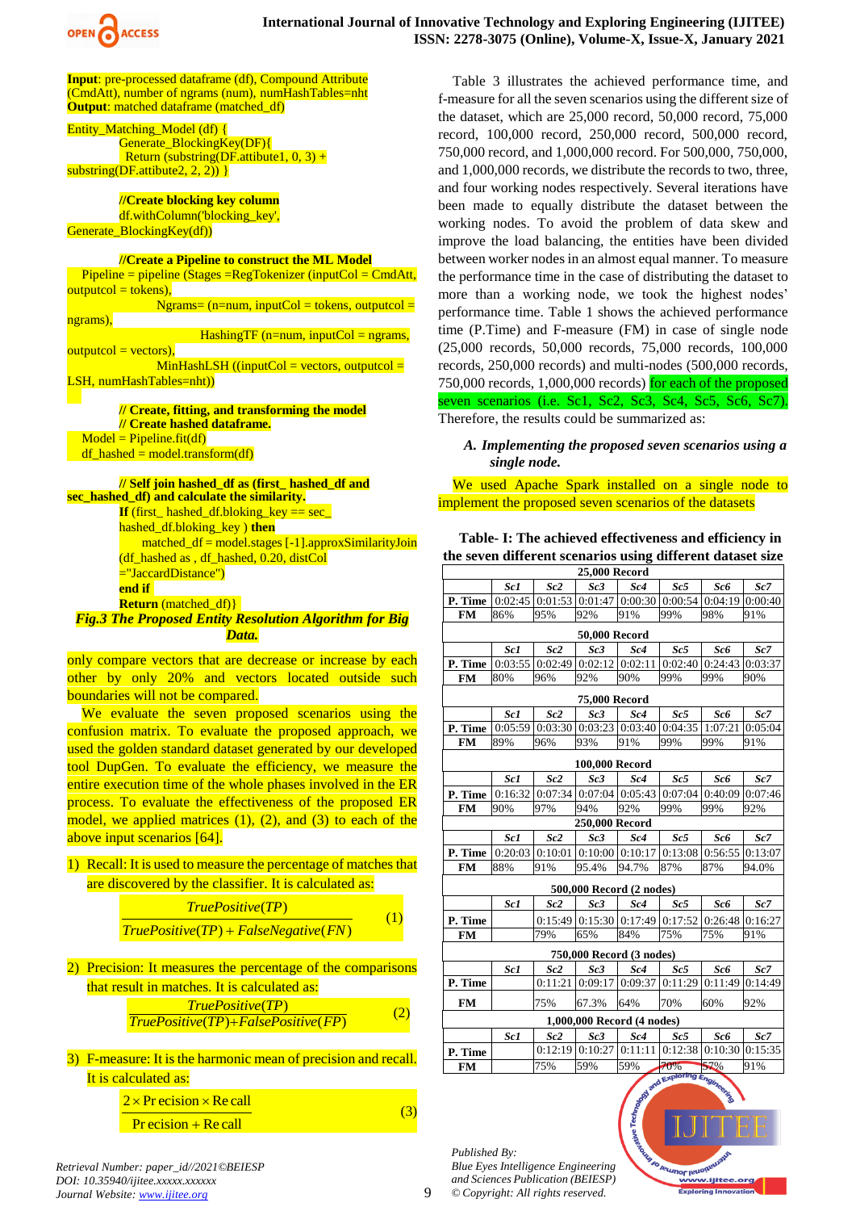**Input**: pre-processed dataframe (df), Compound Attribute (CmdAtt), number of ngrams (num), numHashTables=nht
**Output**: matched dataframe (matched_df)

```
Entity_Matching_Model (df) {
        Generate_BlockingKey(DF){
         Return (substring(DF.attibute1, 0, 3) +
substring(DF.attibute2, 2, 2)) }

        //Create blocking key column
        df.withColumn('blocking_key',
Generate_BlockingKey(df))

        //Create a Pipeline to construct the ML Model
   Pipeline = pipeline (Stages =RegTokenizer (inputCol = CmdAtt,
outputcol = tokens),
                   Ngrams= (n=num, inputCol = tokens, outputcol =
ngrams),
                         HashingTF (n=num, inputCol = ngrams,
outputcol = vectors),
                   MinHashLSH ((inputCol = vectors, outputcol =
LSH, numHashTables=nht))

        // Create, fitting, and transforming the model
        // Create hashed dataframe.
   Model = Pipeline.fit(df)
   df_hashed = model.transform(df)

        // Self join hashed_df as (first_ hashed_df and
sec_hashed_df) and calculate the similarity.
        If (first_ hashed_df.bloking_key == sec_
        hashed_df.bloking_key ) then
            matched_df = model.stages [-1].approxSimilarityJoin
        (df_hashed as , df_hashed, 0.20, distCol
        ="JaccardDistance")
        end if
        Return (matched_df)}
```

***Fig.3 The Proposed Entity Resolution Algorithm for Big Data.***

only compare vectors that are decrease or increase by each other by only 20% and vectors located outside such boundaries will not be compared.

We evaluate the seven proposed scenarios using the confusion matrix. To evaluate the proposed approach, we used the golden standard dataset generated by our developed tool DupGen. To evaluate the efficiency, we measure the entire execution time of the whole phases involved in the ER process. To evaluate the effectiveness of the proposed ER model, we applied matrices (1), (2), and (3) to each of the above input scenarios [64].

1) Recall: It is used to measure the percentage of matches that are discovered by the classifier. It is calculated as:

$$\frac{TruePositive(TP)}{TruePositive(TP) + FalseNegative(FN)} \quad (1)$$

2) Precision: It measures the percentage of the comparisons that result in matches. It is calculated as:

$$\frac{TruePositive(TP)}{TruePositive(TP)+FalsePositive(FP)} \quad (2)$$

3) F-measure: It is the harmonic mean of precision and recall. It is calculated as:

$$\frac{2 \times Precision \times Recall}{Precision + Recall} \quad (3)$$

Table 3 illustrates the achieved performance time, and f-measure for all the seven scenarios using the different size of the dataset, which are 25,000 record, 50,000 record, 75,000 record, 100,000 record, 250,000 record, 500,000 record, 750,000 record, and 1,000,000 record. For 500,000, 750,000, and 1,000,000 records, we distribute the records to two, three, and four working nodes respectively. Several iterations have been made to equally distribute the dataset between the working nodes. To avoid the problem of data skew and improve the load balancing, the entities have been divided between worker nodes in an almost equal manner. To measure the performance time in the case of distributing the dataset to more than a working node, we took the highest nodes' performance time. Table 1 shows the achieved performance time (P.Time) and F-measure (FM) in case of single node (25,000 records, 50,000 records, 75,000 records, 100,000 records, 250,000 records) and multi-nodes (500,000 records, 750,000 records, 1,000,000 records) for each of the proposed seven scenarios (i.e. Sc1, Sc2, Sc3, Sc4, Sc5, Sc6, Sc7). Therefore, the results could be summarized as:

### A. *Implementing the proposed seven scenarios using a single node.*

We used Apache Spark installed on a single node to implement the proposed seven scenarios of the datasets

**Table- I: The achieved effectiveness and efficiency in the seven different scenarios using different dataset size**

| | Sc1 | Sc2 | Sc3 | Sc4 | Sc5 | Sc6 | Sc7 |
|---|---|---|---|---|---|---|---|
| **25,000 Record** | | | | | | | |
| P. Time | 0:02:45 | 0:01:53 | 0:01:47 | 0:00:30 | 0:00:54 | 0:04:19 | 0:00:40 |
| FM | 86% | 95% | 92% | 91% | 99% | 98% | 91% |
| **50,000 Record** | | | | | | | |
| P. Time | 0:03:55 | 0:02:49 | 0:02:12 | 0:02:11 | 0:02:40 | 0:24:43 | 0:03:37 |
| FM | 80% | 96% | 92% | 90% | 99% | 99% | 90% |
| **75,000 Record** | | | | | | | |
| P. Time | 0:05:59 | 0:03:30 | 0:03:23 | 0:03:40 | 0:04:35 | 1:07:21 | 0:05:04 |
| FM | 89% | 96% | 93% | 91% | 99% | 99% | 91% |
| **100,000 Record** | | | | | | | |
| P. Time | 0:16:32 | 0:07:34 | 0:07:04 | 0:05:43 | 0:07:04 | 0:40:09 | 0:07:46 |
| FM | 90% | 97% | 94% | 92% | 99% | 99% | 92% |
| **250,000 Record** | | | | | | | |
| P. Time | 0:20:03 | 0:10:01 | 0:10:00 | 0:10:17 | 0:13:08 | 0:56:55 | 0:13:07 |
| FM | 88% | 91% | 95.4% | 94.7% | 87% | 87% | 94.0% |
| **500,000 Record (2 nodes)** | | | | | | | |
| P. Time | | 0:15:49 | 0:15:30 | 0:17:49 | 0:17:52 | 0:26:48 | 0:16:27 |
| FM | | 79% | 65% | 84% | 75% | 75% | 91% |
| **750,000 Record (3 nodes)** | | | | | | | |
| P. Time | | 0:11:21 | 0:09:17 | 0:09:37 | 0:11:29 | 0:11:49 | 0:14:49 |
| FM | | 75% | 67.3% | 64% | 70% | 60% | 92% |
| **1,000,000 Record (4 nodes)** | | | | | | | |
| P. Time | | 0:12:19 | 0:10:27 | 0:11:11 | 0:12:38 | 0:10:30 | 0:15:35 |
| FM | | 75% | 59% | 59% | 70% | 57% | 91% |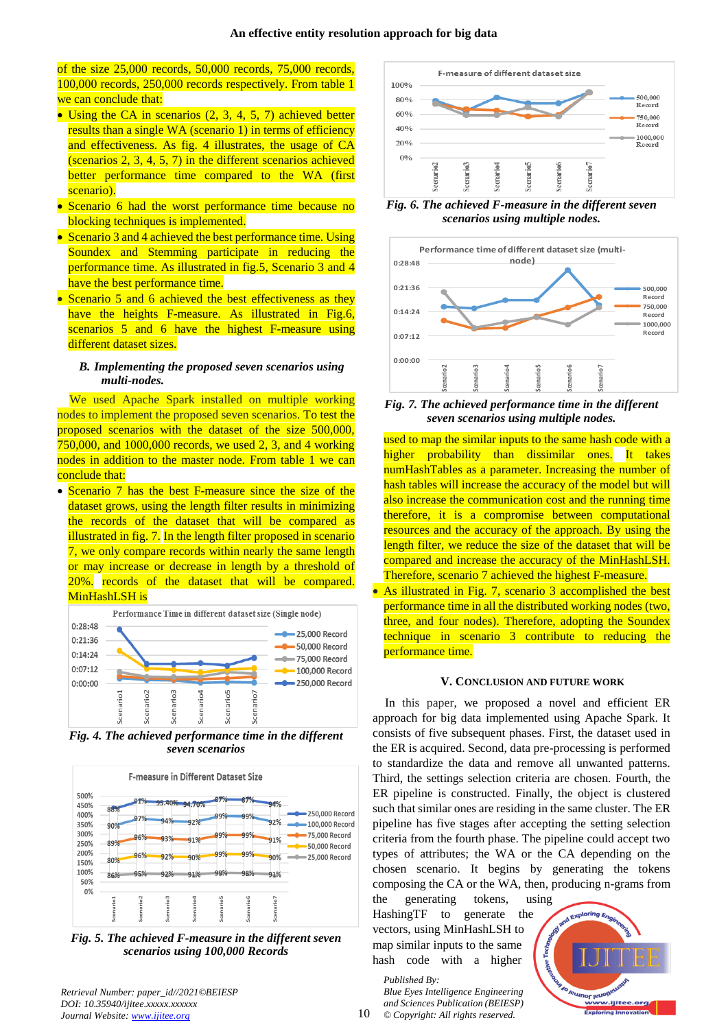of the size 25,000 records, 50,000 records, 75,000 records, 100,000 records, 250,000 records respectively. From table 1 we can conclude that:

- Using the CA in scenarios (2, 3, 4, 5, 7) achieved better results than a single WA (scenario 1) in terms of efficiency and effectiveness. As fig. 4 illustrates, the usage of CA (scenarios 2, 3, 4, 5, 7) in the different scenarios achieved better performance time compared to the WA (first scenario).
- Scenario 6 had the worst performance time because no blocking techniques is implemented.
- Scenario 3 and 4 achieved the best performance time. Using Soundex and Stemming participate in reducing the performance time. As illustrated in fig.5, Scenario 3 and 4 have the best performance time.
- Scenario 5 and 6 achieved the best effectiveness as they have the heights F-measure. As illustrated in Fig.6, scenarios 5 and 6 have the highest F-measure using different dataset sizes.

### B. Implementing the proposed seven scenarios using multi-nodes.

We used Apache Spark installed on multiple working nodes to implement the proposed seven scenarios. To test the proposed scenarios with the dataset of the size 500,000, 750,000, and 1000,000 records, we used 2, 3, and 4 working nodes in addition to the master node. From table 1 we can conclude that:

- Scenario 7 has the best F-measure since the size of the dataset grows, using the length filter results in minimizing the records of the dataset that will be compared as illustrated in fig. 7. In the length filter proposed in scenario 7, we only compare records within nearly the same length or may increase or decrease in length by a threshold of 20%. records of the dataset that will be compared. MinHashLSH is used to map the similar inputs to the same hash code with a higher probability than dissimilar ones. It takes numHashTables as a parameter. Increasing the number of hash tables will increase the accuracy of the model but will also increase the communication cost and the running time therefore, it is a compromise between computational resources and the accuracy of the approach. By using the length filter, we reduce the size of the dataset that will be compared and increase the accuracy of the MinHashLSH. Therefore, scenario 7 achieved the highest F-measure.
- As illustrated in Fig. 7, scenario 3 accomplished the best performance time in all the distributed working nodes (two, three, and four nodes). Therefore, adopting the Soundex technique in scenario 3 contribute to reducing the performance time.

*Fig. 4. The achieved performance time in the different seven scenarios*

*Fig. 5. The achieved F-measure in the different seven scenarios using 100,000 Records*

*Fig. 6. The achieved F-measure in the different seven scenarios using multiple nodes.*

*Fig. 7. The achieved performance time in the different seven scenarios using multiple nodes.*

## V. Conclusion and Future Work

In this paper, we proposed a novel and efficient ER approach for big data implemented using Apache Spark. It consists of five subsequent phases. First, the dataset used in the ER is acquired. Second, data pre-processing is performed to standardize the data and remove all unwanted patterns. Third, the settings selection criteria are chosen. Fourth, the ER pipeline is constructed. Finally, the object is clustered such that similar ones are residing in the same cluster. The ER pipeline has five stages after accepting the setting selection criteria from the fourth phase. The pipeline could accept two types of attributes; the WA or the CA depending on the chosen scenario. It begins by generating the tokens composing the CA or the WA, then, producing n-grams from the generating tokens, using HashingTF to generate the vectors, using MinHashLSH to map similar inputs to the same hash code with a higher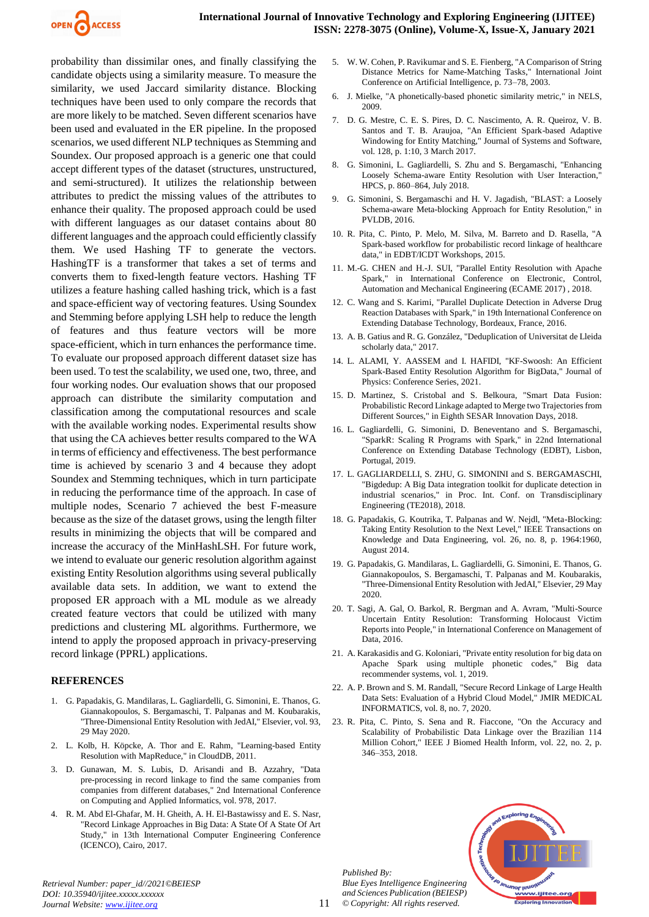probability than dissimilar ones, and finally classifying the candidate objects using a similarity measure. To measure the similarity, we used Jaccard similarity distance. Blocking techniques have been used to only compare the records that are more likely to be matched. Seven different scenarios have been used and evaluated in the ER pipeline. In the proposed scenarios, we used different NLP techniques as Stemming and Soundex. Our proposed approach is a generic one that could accept different types of the dataset (structures, unstructured, and semi-structured). It utilizes the relationship between attributes to predict the missing values of the attributes to enhance their quality. The proposed approach could be used with different languages as our dataset contains about 80 different languages and the approach could efficiently classify them. We used Hashing TF to generate the vectors. HashingTF is a transformer that takes a set of terms and converts them to fixed-length feature vectors. Hashing TF utilizes a feature hashing called hashing trick, which is a fast and space-efficient way of vectoring features. Using Soundex and Stemming before applying LSH help to reduce the length of features and thus feature vectors will be more space-efficient, which in turn enhances the performance time. To evaluate our proposed approach different dataset size has been used. To test the scalability, we used one, two, three, and four working nodes. Our evaluation shows that our proposed approach can distribute the similarity computation and classification among the computational resources and scale with the available working nodes. Experimental results show that using the CA achieves better results compared to the WA in terms of efficiency and effectiveness. The best performance time is achieved by scenario 3 and 4 because they adopt Soundex and Stemming techniques, which in turn participate in reducing the performance time of the approach. In case of multiple nodes, Scenario 7 achieved the best F-measure because as the size of the dataset grows, using the length filter results in minimizing the objects that will be compared and increase the accuracy of the MinHashLSH. For future work, we intend to evaluate our generic resolution algorithm against existing Entity Resolution algorithms using several publically available data sets. In addition, we want to extend the proposed ER approach with a ML module as we already created feature vectors that could be utilized with many predictions and clustering ML algorithms. Furthermore, we intend to apply the proposed approach in privacy-preserving record linkage (PPRL) applications.

## REFERENCES

1. G. Papadakis, G. Mandilaras, L. Gagliardelli, G. Simonini, E. Thanos, G. Giannakopoulos, S. Bergamaschi, T. Palpanas and M. Koubarakis, "Three-Dimensional Entity Resolution with JedAI," Elsevier, vol. 93, 29 May 2020.
2. L. Kolb, H. Köpcke, A. Thor and E. Rahm, "Learning-based Entity Resolution with MapReduce," in CloudDB, 2011.
3. D. Gunawan, M. S. Lubis, D. Arisandi and B. Azzahry, "Data pre-processing in record linkage to find the same companies from companies from different databases," 2nd International Conference on Computing and Applied Informatics, vol. 978, 2017.
4. R. M. Abd El-Ghafar, M. H. Gheith, A. H. El-Bastawissy and E. S. Nasr, "Record Linkage Approaches in Big Data: A State Of A State Of Art Study," in 13th International Computer Engineering Conference (ICENCO), Cairo, 2017.
5. W. W. Cohen, P. Ravikumar and S. E. Fienberg, "A Comparison of String Distance Metrics for Name-Matching Tasks," International Joint Conference on Artificial Intelligence, p. 73–78, 2003.
6. J. Mielke, "A phonetically-based phonetic similarity metric," in NELS, 2009.
7. D. G. Mestre, C. E. S. Pires, D. C. Nascimento, A. R. Queiroz, V. B. Santos and T. B. Araujoa, "An Efficient Spark-based Adaptive Windowing for Entity Matching," Journal of Systems and Software, vol. 128, p. 1:10, 3 March 2017.
8. G. Simonini, L. Gagliardelli, S. Zhu and S. Bergamaschi, "Enhancing Loosely Schema-aware Entity Resolution with User Interaction," HPCS, p. 860–864, July 2018.
9. G. Simonini, S. Bergamaschi and H. V. Jagadish, "BLAST: a Loosely Schema-aware Meta-blocking Approach for Entity Resolution," in PVLDB, 2016.
10. R. Pita, C. Pinto, P. Melo, M. Silva, M. Barreto and D. Rasella, "A Spark-based workflow for probabilistic record linkage of healthcare data," in EDBT/ICDT Workshops, 2015.
11. M.-G. CHEN and H.-J. SUI, "Parallel Entity Resolution with Apache Spark," in International Conference on Electronic, Control, Automation and Mechanical Engineering (ECAME 2017) , 2018.
12. C. Wang and S. Karimi, "Parallel Duplicate Detection in Adverse Drug Reaction Databases with Spark," in 19th International Conference on Extending Database Technology, Bordeaux, France, 2016.
13. A. B. Gatius and R. G. González, "Deduplication of Universitat de Lleida scholarly data," 2017.
14. L. ALAMI, Y. AASSEM and I. HAFIDI, "KF-Swoosh: An Efficient Spark-Based Entity Resolution Algorithm for BigData," Journal of Physics: Conference Series, 2021.
15. D. Martinez, S. Cristobal and S. Belkoura, "Smart Data Fusion: Probabilistic Record Linkage adapted to Merge two Trajectories from Different Sources," in Eighth SESAR Innovation Days, 2018.
16. L. Gagliardelli, G. Simonini, D. Beneventano and S. Bergamaschi, "SparkR: Scaling R Programs with Spark," in 22nd International Conference on Extending Database Technology (EDBT), Lisbon, Portugal, 2019.
17. L. GAGLIARDELLI, S. ZHU, G. SIMONINI and S. BERGAMASCHI, "Bigdedup: A Big Data integration toolkit for duplicate detection in industrial scenarios," in Proc. Int. Conf. on Transdisciplinary Engineering (TE2018), 2018.
18. G. Papadakis, G. Koutrika, T. Palpanas and W. Nejdl, "Meta-Blocking: Taking Entity Resolution to the Next Level," IEEE Transactions on Knowledge and Data Engineering, vol. 26, no. 8, p. 1964:1960, August 2014.
19. G. Papadakis, G. Mandilaras, L. Gagliardelli, G. Simonini, E. Thanos, G. Giannakopoulos, S. Bergamaschi, T. Palpanas and M. Koubarakis, "Three-Dimensional Entity Resolution with JedAI," Elsevier, 29 May 2020.
20. T. Sagi, A. Gal, O. Barkol, R. Bergman and A. Avram, "Multi-Source Uncertain Entity Resolution: Transforming Holocaust Victim Reports into People," in International Conference on Management of Data, 2016.
21. A. Karakasidis and G. Koloniari, "Private entity resolution for big data on Apache Spark using multiple phonetic codes," Big data recommender systems, vol. 1, 2019.
22. A. P. Brown and S. M. Randall, "Secure Record Linkage of Large Health Data Sets: Evaluation of a Hybrid Cloud Model," JMIR MEDICAL INFORMATICS, vol. 8, no. 7, 2020.
23. R. Pita, C. Pinto, S. Sena and R. Fiaccone, "On the Accuracy and Scalability of Probabilistic Data Linkage over the Brazilian 114 Million Cohort," IEEE J Biomed Health Inform, vol. 22, no. 2, p. 346–353, 2018.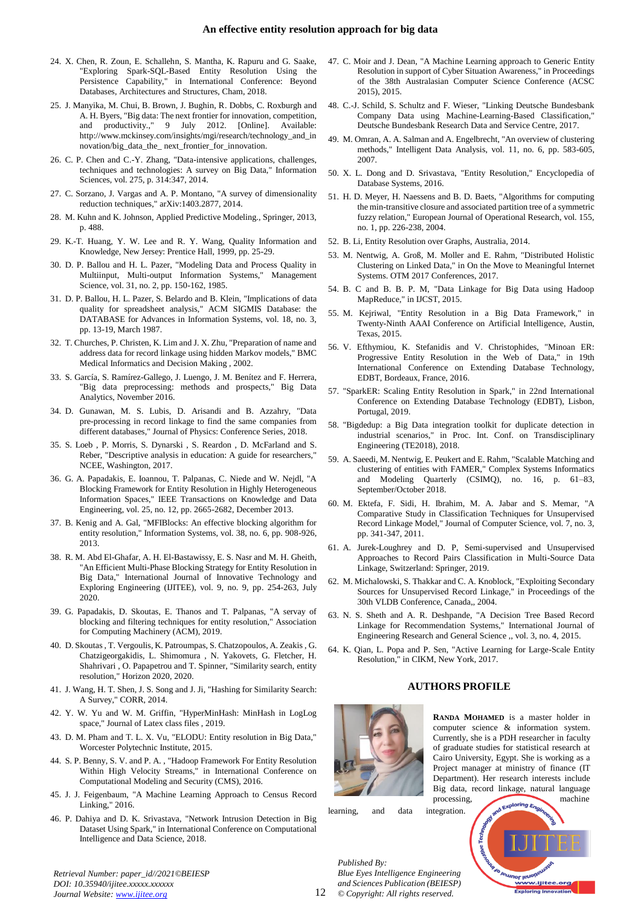24. X. Chen, R. Zoun, E. Schallehn, S. Mantha, K. Rapuru and G. Saake, "Exploring Spark-SQL-Based Entity Resolution Using the Persistence Capability," in International Conference: Beyond Databases, Architectures and Structures, Cham, 2018.
25. J. Manyika, M. Chui, B. Brown, J. Bughin, R. Dobbs, C. Roxburgh and A. H. Byers, "Big data: The next frontier for innovation, competition, and productivity.," 9 July 2012. [Online]. Available: http://www.mckinsey.com/insights/mgi/research/technology_and_innovation/big_data_the_ next_frontier_for_innovation.
26. C. P. Chen and C.-Y. Zhang, "Data-intensive applications, challenges, techniques and technologies: A survey on Big Data," Information Sciences, vol. 275, p. 314:347, 2014.
27. C. Sorzano, J. Vargas and A. P. Montano, "A survey of dimensionality reduction techniques," arXiv:1403.2877, 2014.
28. M. Kuhn and K. Johnson, Applied Predictive Modeling., Springer, 2013, p. 488.
29. K.-T. Huang, Y. W. Lee and R. Y. Wang, Quality Information and Knowledge, New Jersey: Prentice Hall, 1999, pp. 25-29.
30. D. P. Ballou and H. L. Pazer, "Modeling Data and Process Quality in Multiinput, Multi-output Information Systems," Management Science, vol. 31, no. 2, pp. 150-162, 1985.
31. D. P. Ballou, H. L. Pazer, S. Belardo and B. Klein, "Implications of data quality for spreadsheet analysis," ACM SIGMIS Database: the DATABASE for Advances in Information Systems, vol. 18, no. 3, pp. 13-19, March 1987.
32. T. Churches, P. Christen, K. Lim and J. X. Zhu, "Preparation of name and address data for record linkage using hidden Markov models," BMC Medical Informatics and Decision Making , 2002.
33. S. García, S. Ramírez-Gallego, J. Luengo, J. M. Benítez and F. Herrera, "Big data preprocessing: methods and prospects," Big Data Analytics, November 2016.
34. D. Gunawan, M. S. Lubis, D. Arisandi and B. Azzahry, "Data pre-processing in record linkage to find the same companies from different databases," Journal of Physics: Conference Series, 2018.
35. S. Loeb , P. Morris, S. Dynarski , S. Reardon , D. McFarland and S. Reber, "Descriptive analysis in education: A guide for researchers," NCEE, Washington, 2017.
36. G. A. Papadakis, E. Ioannou, T. Palpanas, C. Niede and W. Nejdl, "A Blocking Framework for Entity Resolution in Highly Heterogeneous Information Spaces," IEEE Transactions on Knowledge and Data Engineering, vol. 25, no. 12, pp. 2665-2682, December 2013.
37. B. Kenig and A. Gal, "MFIBlocks: An effective blocking algorithm for entity resolution," Information Systems, vol. 38, no. 6, pp. 908-926, 2013.
38. R. M. Abd El-Ghafar, A. H. El-Bastawissy, E. S. Nasr and M. H. Gheith, "An Efficient Multi-Phase Blocking Strategy for Entity Resolution in Big Data," International Journal of Innovative Technology and Exploring Engineering (IJITEE), vol. 9, no. 9, pp. 254-263, July 2020.
39. G. Papadakis, D. Skoutas, E. Thanos and T. Palpanas, "A servay of blocking and filtering techniques for entity resolution," Association for Computing Machinery (ACM), 2019.
40. D. Skoutas , T. Vergoulis, K. Patroumpas, S. Chatzopoulos, A. Zeakis , G. Chatzigeorgakidis, L. Shimomura , N. Yakovets, G. Fletcher, H. Shahrivari , O. Papapetrou and T. Spinner, "Similarity search, entity resolution," Horizon 2020, 2020.
41. J. Wang, H. T. Shen, J. S. Song and J. Ji, "Hashing for Similarity Search: A Survey," CORR, 2014.
42. Y. W. Yu and G. M. Griffin, "HyperMinHash: MinHash in LogLog space," Journal of Latex class files , 2019.
43. D. M. Pham and T. L. X. Vu, "ELODU: Entity resolution in Big Data," Worcester Polytechnic Institute, 2015.
44. S. P. Benny, S. V. and P. A. , "Hadoop Framework For Entity Resolution Within High Velocity Streams," in International Conference on Computational Modeling and Security (CMS), 2016.
45. J. J. Feigenbaum, "A Machine Learning Approach to Census Record Linking," 2016.
46. P. Dahiya and D. K. Srivastava, "Network Intrusion Detection in Big Dataset Using Spark," in International Conference on Computational Intelligence and Data Science, 2018.
47. C. Moir and J. Dean, "A Machine Learning approach to Generic Entity Resolution in support of Cyber Situation Awareness," in Proceedings of the 38th Australasian Computer Science Conference (ACSC 2015), 2015.
48. C.-J. Schild, S. Schultz and F. Wieser, "Linking Deutsche Bundesbank Company Data using Machine-Learning-Based Classification," Deutsche Bundesbank Research Data and Service Centre, 2017.
49. M. Omran, A. A. Salman and A. Engelbrecht, "An overview of clustering methods," Intelligent Data Analysis, vol. 11, no. 6, pp. 583-605, 2007.
50. X. L. Dong and D. Srivastava, "Entity Resolution," Encyclopedia of Database Systems, 2016.
51. H. D. Meyer, H. Naessens and B. D. Baets, "Algorithms for computing the min-transitive closure and associated partition tree of a symmetric fuzzy relation," European Journal of Operational Research, vol. 155, no. 1, pp. 226-238, 2004.
52. B. Li, Entity Resolution over Graphs, Australia, 2014.
53. M. Nentwig, A. Groß, M. Moller and E. Rahm, "Distributed Holistic Clustering on Linked Data," in On the Move to Meaningful Internet Systems. OTM 2017 Conferences, 2017.
54. B. C and B. B. P. M, "Data Linkage for Big Data using Hadoop MapReduce," in IJCST, 2015.
55. M. Kejriwal, "Entity Resolution in a Big Data Framework," in Twenty-Ninth AAAI Conference on Artificial Intelligence, Austin, Texas, 2015.
56. V. Efthymiou, K. Stefanidis and V. Christophides, "Minoan ER: Progressive Entity Resolution in the Web of Data," in 19th International Conference on Extending Database Technology, EDBT, Bordeaux, France, 2016.
57. "SparkER: Scaling Entity Resolution in Spark," in 22nd International Conference on Extending Database Technology (EDBT), Lisbon, Portugal, 2019.
58. "Bigdedup: a Big Data integration toolkit for duplicate detection in industrial scenarios," in Proc. Int. Conf. on Transdisciplinary Engineering (TE2018), 2018.
59. A. Saeedi, M. Nentwig, E. Peukert and E. Rahm, "Scalable Matching and clustering of entities with FAMER," Complex Systems Informatics and Modeling Quarterly (CSIMQ), no. 16, p. 61–83, September/October 2018.
60. M. Ektefa, F. Sidi, H. Ibrahim, M. A. Jabar and S. Memar, "A Comparative Study in Classification Techniques for Unsupervised Record Linkage Model," Journal of Computer Science, vol. 7, no. 3, pp. 341-347, 2011.
61. A. Jurek-Loughrey and D. P, Semi-supervised and Unsupervised Approaches to Record Pairs Classification in Multi-Source Data Linkage, Switzerland: Springer, 2019.
62. M. Michalowski, S. Thakkar and C. A. Knoblock, "Exploiting Secondary Sources for Unsupervised Record Linkage," in Proceedings of the 30th VLDB Conference, Canada,, 2004.
63. N. S. Sheth and A. R. Deshpande, "A Decision Tree Based Record Linkage for Recommendation Systems," International Journal of Engineering Research and General Science ,, vol. 3, no. 4, 2015.
64. K. Qian, L. Popa and P. Sen, "Active Learning for Large-Scale Entity Resolution," in CIKM, New York, 2017.

## AUTHORS PROFILE

**Randa Mohamed** is a master holder in computer science & information system. Currently, she is a PDH researcher in faculty of graduate studies for statistical research at Cairo University, Egypt. She is working as a Project manager at ministry of finance (IT Department). Her research interests include Big data, record linkage, natural language processing, machine learning, and data integration.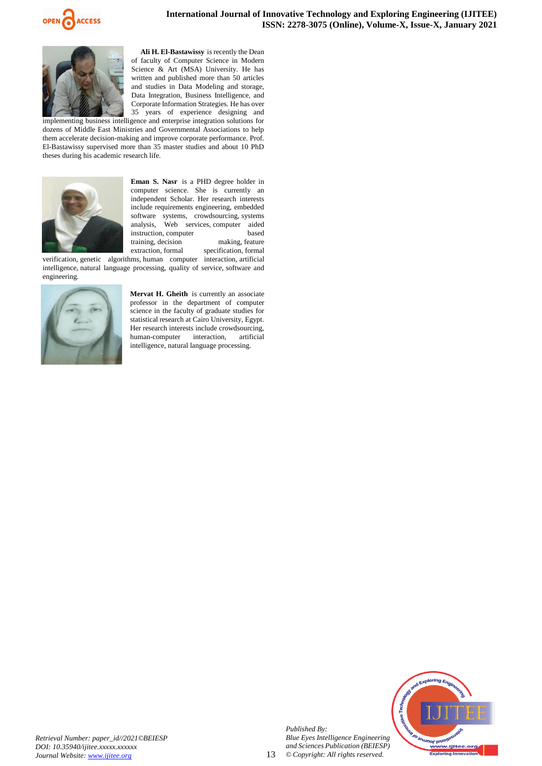**Ali H. El-Bastawissy** is recently the Dean of faculty of Computer Science in Modern Science & Art (MSA) University. He has written and published more than 50 articles and studies in Data Modeling and storage, Data Integration, Business Intelligence, and Corporate Information Strategies. He has over 35 years of experience designing and implementing business intelligence and enterprise integration solutions for dozens of Middle East Ministries and Governmental Associations to help them accelerate decision-making and improve corporate performance. Prof. El-Bastawissy supervised more than 35 master studies and about 10 PhD theses during his academic research life.

**Eman S. Nasr** is a PHD degree holder in computer science. She is currently an independent Scholar. Her research interests include requirements engineering, embedded software systems, crowdsourcing, systems analysis, Web services, computer aided instruction, computer based training, decision making, feature extraction, formal specification, formal verification, genetic algorithms, human computer interaction, artificial intelligence, natural language processing, quality of service, software and engineering.

**Mervat H. Gheith** is currently an associate professor in the department of computer science in the faculty of graduate studies for statistical research at Cairo University, Egypt. Her research interests include crowdsourcing, human-computer interaction, artificial intelligence, natural language processing.